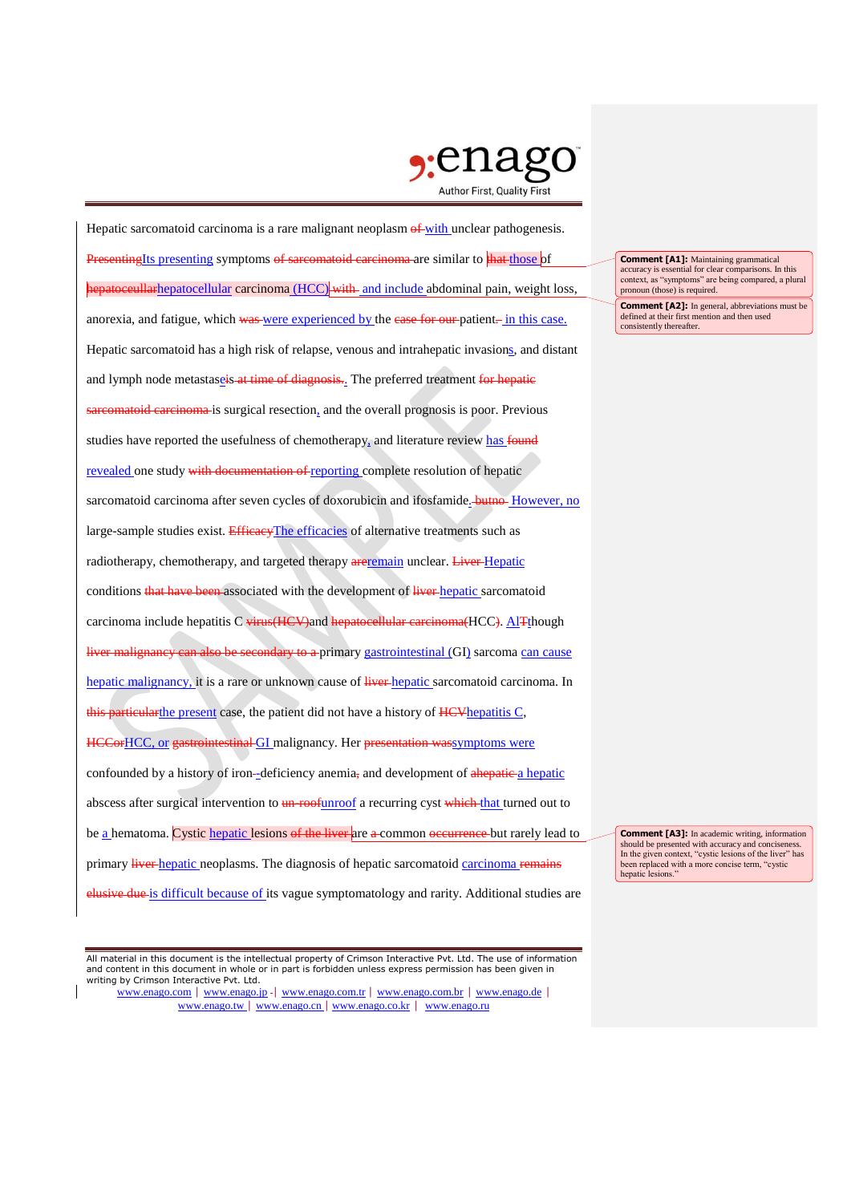Hepatic sarcomatoid carcinoma is a rare malignant neoplasm ~~of~~ with unclear pathogenesis. ~~Presenting~~Its presenting symptoms ~~of sarcomatoid carcinoma~~ are similar to ~~that~~ those of ~~hepatoceullar~~hepatocellular carcinoma (HCC) ~~with~~ and include abdominal pain, weight loss, anorexia, and fatigue, which ~~was~~ were experienced by the ~~case for our~~ patient~~.~~ in this case. Hepatic sarcomatoid has a high risk of relapse, venous and intrahepatic invasions, and distant and lymph node metastas~~e~~is~~ at time of diagnosis~~. The preferred treatment ~~for hepatic sarcomatoid carcinoma~~ is surgical resection, and the overall prognosis is poor. Previous studies have reported the usefulness of chemotherapy, and literature review has ~~found~~ revealed one study ~~with documentation of~~ reporting complete resolution of hepatic sarcomatoid carcinoma after seven cycles of doxorubicin and ifosfamide. ~~butno~~ However, no large-sample studies exist. ~~Efficacy~~The efficacies of alternative treatments such as radiotherapy, chemotherapy, and targeted therapy ~~are~~remain unclear. ~~Liver~~ Hepatic conditions ~~that have been~~ associated with the development of ~~liver~~ hepatic sarcomatoid carcinoma include hepatitis C ~~virus(HCV)~~and ~~hepatocellular carcinoma(~~HCC~~)~~. Al~~T~~though ~~liver malignancy can also be secondary to a~~ primary gastrointestinal (GI) sarcoma can cause hepatic malignancy, it is a rare or unknown cause of ~~liver~~ hepatic sarcomatoid carcinoma. In ~~this particular~~the present case, the patient did not have a history of ~~HCV~~hepatitis C, ~~HCCor~~HCC, or ~~gastrointestinal~~ GI malignancy. Her ~~presentation was~~symptoms were confounded by a history of iron-~~-~~deficiency anemia~~,~~ and development of ~~ahepatic~~ a hepatic abscess after surgical intervention to ~~un-roof~~unroof a recurring cyst ~~which~~ that turned out to be a hematoma. Cystic hepatic lesions ~~of the liver~~ are ~~a~~ common ~~occurrence~~ but rarely lead to primary ~~liver~~ hepatic neoplasms. The diagnosis of hepatic sarcomatoid carcinoma ~~remains elusive due~~ is difficult because of its vague symptomatology and rarity. Additional studies are

**Comment [A1]:** Maintaining grammatical accuracy is essential for clear comparisons. In this context, as "symptoms" are being compared, a plural pronoun (those) is required.

**Comment [A2]:** In general, abbreviations must be defined at their first mention and then used consistently thereafter.

**Comment [A3]:** In academic writing, information should be presented with accuracy and conciseness. In the given context, "cystic lesions of the liver" has been replaced with a more concise term, "cystic hepatic lesions."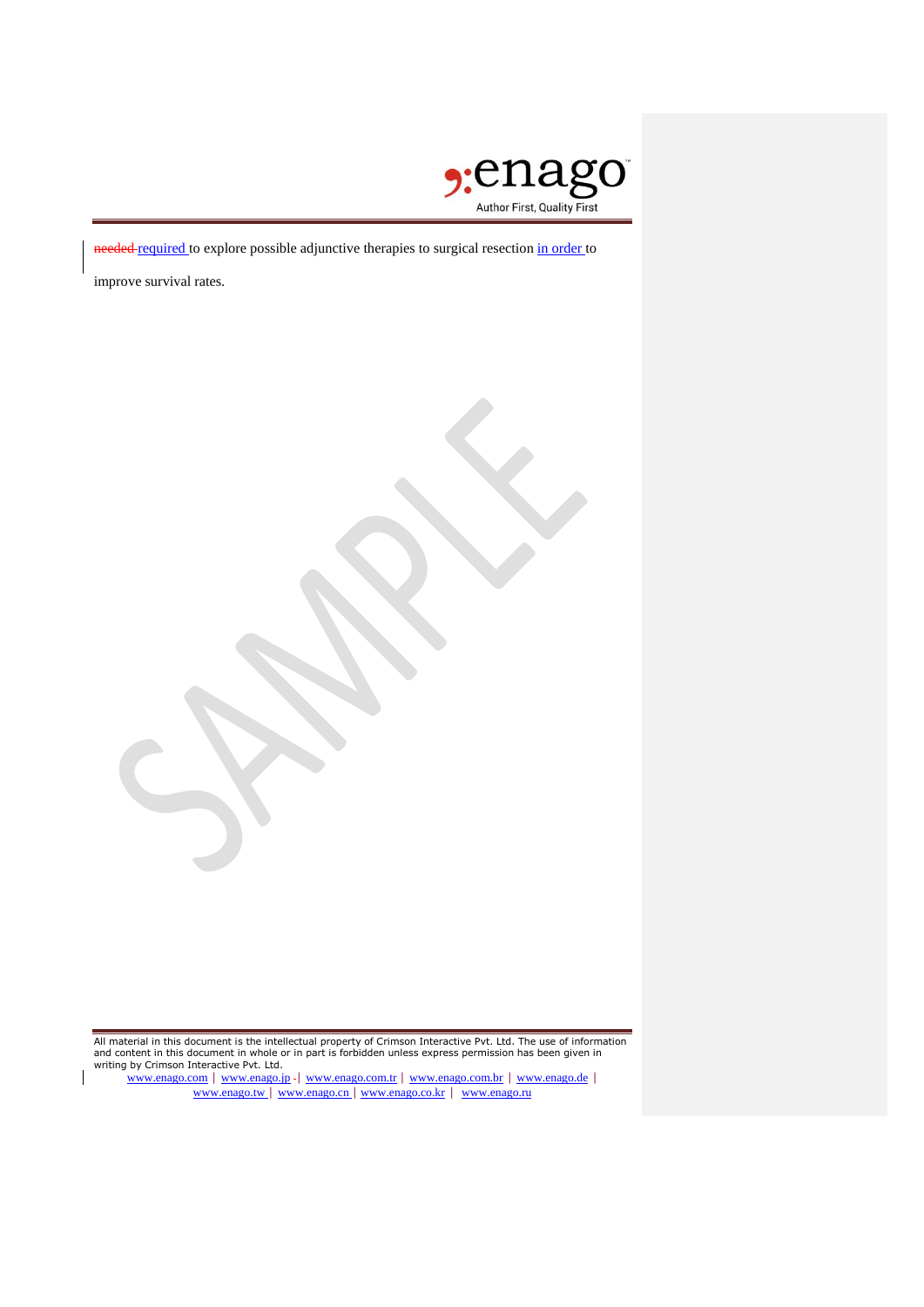~~needed~~ required to explore possible adjunctive therapies to surgical resection in order to improve survival rates.